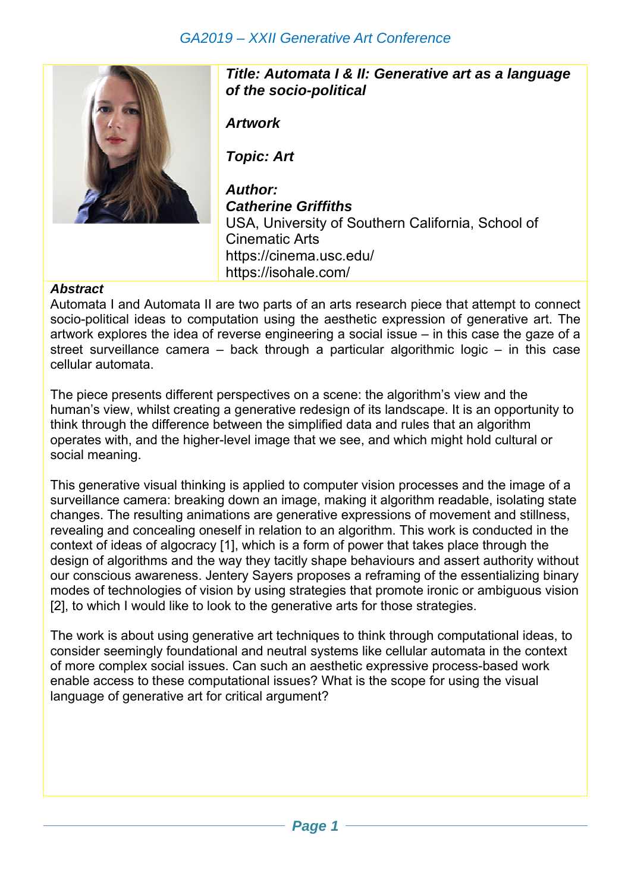**_Title: Automata I & II: Generative art as a language of the socio-political_**

***Artwork***

***Topic: Art***

***Author:***
***Catherine Griffiths***
USA, University of Southern California, School of Cinematic Arts
https://cinema.usc.edu/
https://isohale.com/

***Abstract***

Automata I and Automata II are two parts of an arts research piece that attempt to connect socio-political ideas to computation using the aesthetic expression of generative art. The artwork explores the idea of reverse engineering a social issue – in this case the gaze of a street surveillance camera – back through a particular algorithmic logic – in this case cellular automata.

The piece presents different perspectives on a scene: the algorithm's view and the human's view, whilst creating a generative redesign of its landscape. It is an opportunity to think through the difference between the simplified data and rules that an algorithm operates with, and the higher-level image that we see, and which might hold cultural or social meaning.

This generative visual thinking is applied to computer vision processes and the image of a surveillance camera: breaking down an image, making it algorithm readable, isolating state changes. The resulting animations are generative expressions of movement and stillness, revealing and concealing oneself in relation to an algorithm. This work is conducted in the context of ideas of algocracy [1], which is a form of power that takes place through the design of algorithms and the way they tacitly shape behaviours and assert authority without our conscious awareness. Jentery Sayers proposes a reframing of the essentializing binary modes of technologies of vision by using strategies that promote ironic or ambiguous vision [2], to which I would like to look to the generative arts for those strategies.

The work is about using generative art techniques to think through computational ideas, to consider seemingly foundational and neutral systems like cellular automata in the context of more complex social issues. Can such an aesthetic expressive process-based work enable access to these computational issues? What is the scope for using the visual language of generative art for critical argument?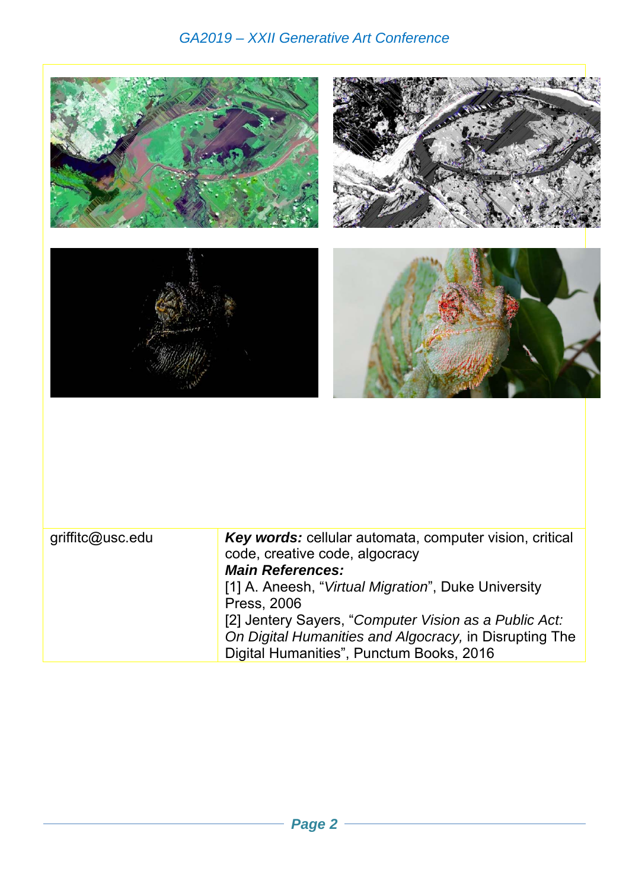| | |
|---|---|
| griffitc@usc.edu | ***Key words:*** cellular automata, computer vision, critical code, creative code, algocracy<br>***Main References:***<br>[1] A. Aneesh, "*Virtual Migration*", Duke University Press, 2006<br>[2] Jentery Sayers, "*Computer Vision as a Public Act: On Digital Humanities and Algocracy,* in Disrupting The Digital Humanities", Punctum Books, 2016 |